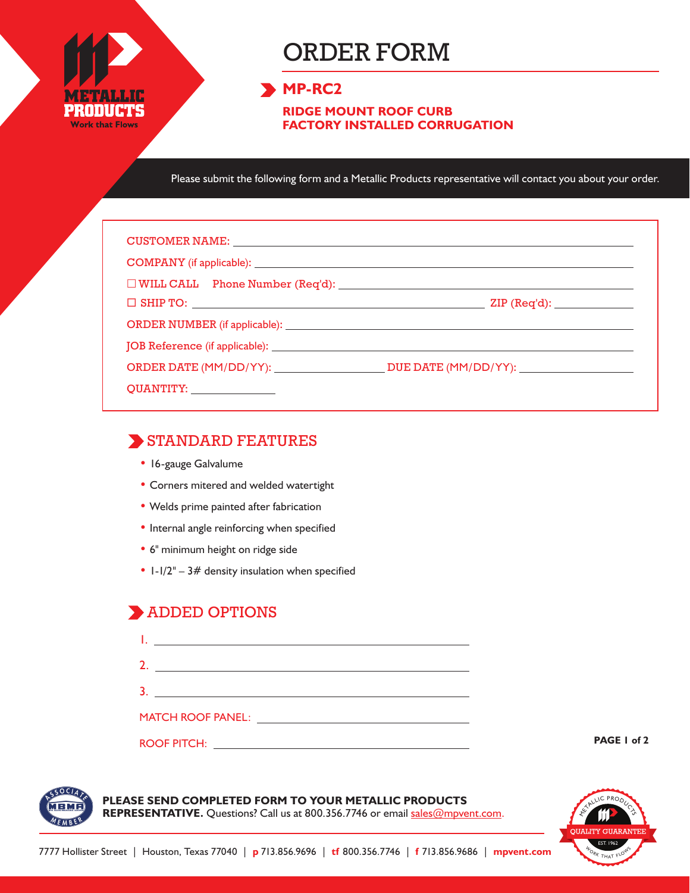# ORDER FORM

## MP-RC2

**RIDGE MOUNT ROOF CURB**
**FACTORY INSTALLED CORRUGATION**

Please submit the following form and a Metallic Products representative will contact you about your order.

CUSTOMER NAME: ______________________________

COMPANY (if applicable): ______________________________

☐ WILL CALL  Phone Number (Req'd): ______________________________

☐ SHIP TO: ______________________________ ZIP (Req'd): __________

ORDER NUMBER (if applicable): ______________________________

JOB Reference (if applicable): ______________________________

ORDER DATE (MM/DD/YY): ______________ DUE DATE (MM/DD/YY): ______________

QUANTITY: __________

## STANDARD FEATURES

- 16-gauge Galvalume
- Corners mitered and welded watertight
- Welds prime painted after fabrication
- Internal angle reinforcing when specified
- 6" minimum height on ridge side
- 1-1/2" – 3# density insulation when specified

## ADDED OPTIONS

1. ______________________________
2. ______________________________
3. ______________________________

MATCH ROOF PANEL: ______________________________

ROOF PITCH: ______________________________

**PLEASE SEND COMPLETED FORM TO YOUR METALLIC PRODUCTS REPRESENTATIVE.** Questions? Call us at 800.356.7746 or email sales@mpvent.com.

7777 Hollister Street | Houston, Texas 77040 | p 713.856.9696 | tf 800.356.7746 | f 713.856.9686 | mpvent.com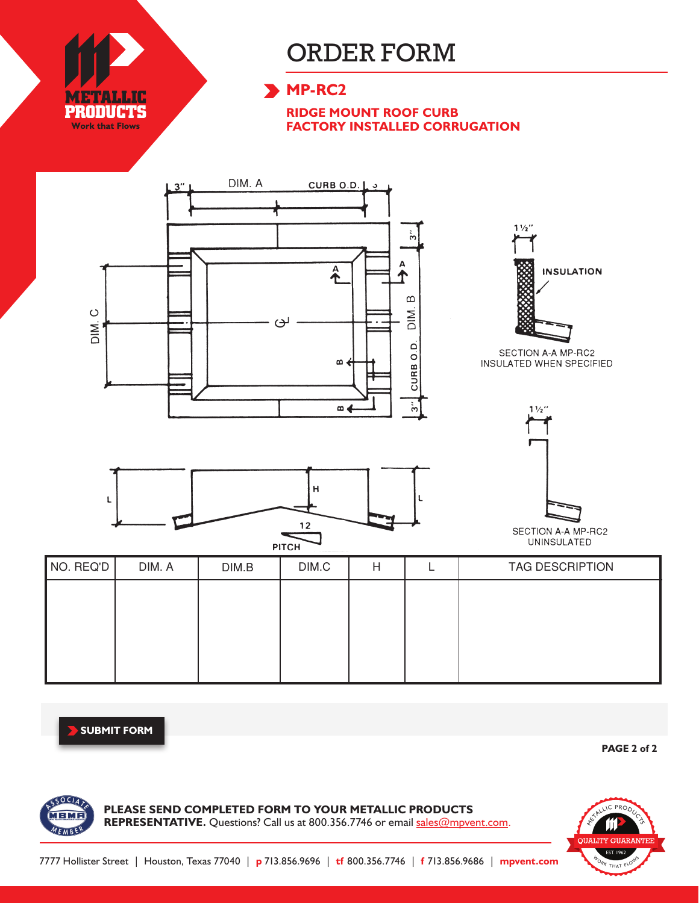# ORDER FORM

## MP-RC2

**RIDGE MOUNT ROOF CURB**
**FACTORY INSTALLED CORRUGATION**

3"
DIM. A
CURB O.D.
3"
3"
DIM. B
CURB O.D.
3"
DIM. C
A
B
1 ½"
INSULATION
SECTION A-A MP-RC2
INSULATED WHEN SPECIFIED
L
H
12
PITCH
L
1 ½"
SECTION A-A MP-RC2
UNINSULATED

| NO. REQ'D | DIM. A | DIM.B | DIM.C | H | L | TAG DESCRIPTION |
|---|---|---|---|---|---|---|
| | | | | | | |

SUBMIT FORM

**PLEASE SEND COMPLETED FORM TO YOUR METALLIC PRODUCTS REPRESENTATIVE.** Questions? Call us at 800.356.7746 or email sales@mpvent.com.

7777 Hollister Street | Houston, Texas 77040 | **p** 713.856.9696 | **tf** 800.356.7746 | **f** 713.856.9686 | **mpvent.com**